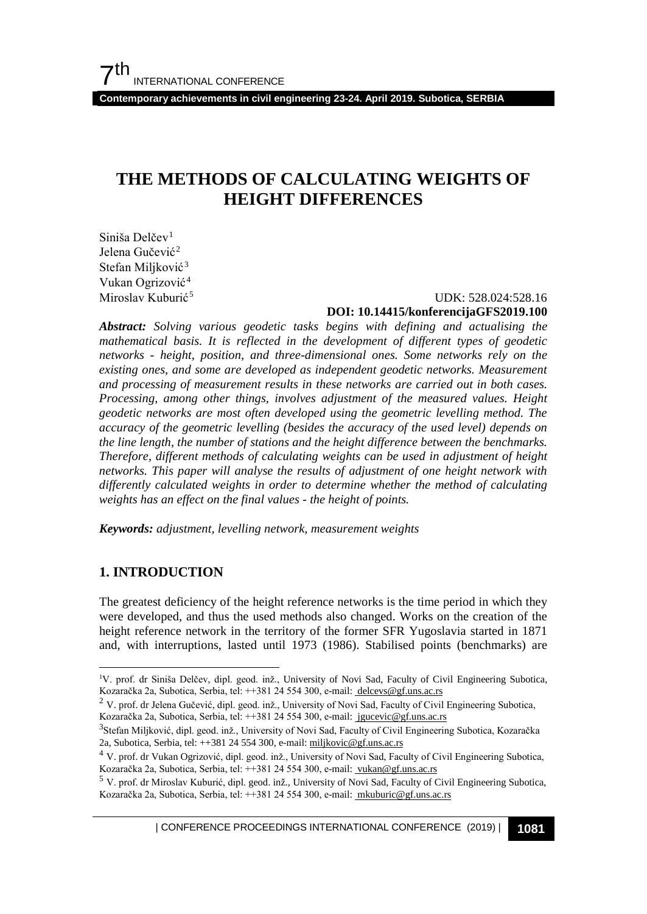# THE METHODS OF CALCULATING WEIGHTS OF HEIGHT DIFFERENCES

Siniša Delčev[1]
Jelena Gučević[2]
Stefan Miljković[3]
Vukan Ogrizović[4]
Miroslav Kuburić[5]

UDK: 528.024:528.16
**DOI: 10.14415/konferencijaGFS2019.100**

***Abstract:*** *Solving various geodetic tasks begins with defining and actualising the mathematical basis. It is reflected in the development of different types of geodetic networks - height, position, and three-dimensional ones. Some networks rely on the existing ones, and some are developed as independent geodetic networks. Measurement and processing of measurement results in these networks are carried out in both cases. Processing, among other things, involves adjustment of the measured values. Height geodetic networks are most often developed using the geometric levelling method. The accuracy of the geometric levelling (besides the accuracy of the used level) depends on the line length, the number of stations and the height difference between the benchmarks. Therefore, different methods of calculating weights can be used in adjustment of height networks. This paper will analyse the results of adjustment of one height network with differently calculated weights in order to determine whether the method of calculating weights has an effect on the final values - the height of points.*

***Keywords:*** *adjustment, levelling network, measurement weights*

## 1. INTRODUCTION

The greatest deficiency of the height reference networks is the time period in which they were developed, and thus the used methods also changed. Works on the creation of the height reference network in the territory of the former SFR Yugoslavia started in 1871 and, with interruptions, lasted until 1973 (1986). Stabilised points (benchmarks) are

---

[1] V. prof. dr Siniša Delčev, dipl. geod. inž., University of Novi Sad, Faculty of Civil Engineering Subotica, Kozaračka 2a, Subotica, Serbia, tel: ++381 24 554 300, e-mail: delcevs@gf.uns.ac.rs

[2] V. prof. dr Jelena Gučević, dipl. geod. inž., University of Novi Sad, Faculty of Civil Engineering Subotica, Kozaračka 2a, Subotica, Serbia, tel: ++381 24 554 300, e-mail: jgucevic@gf.uns.ac.rs

[3] Stefan Miljković, dipl. geod. inž., University of Novi Sad, Faculty of Civil Engineering Subotica, Kozaračka 2a, Subotica, Serbia, tel: ++381 24 554 300, e-mail: miljkovic@gf.uns.ac.rs

[4] V. prof. dr Vukan Ogrizović, dipl. geod. inž., University of Novi Sad, Faculty of Civil Engineering Subotica, Kozaračka 2a, Subotica, Serbia, tel: ++381 24 554 300, e-mail: vukan@gf.uns.ac.rs

[5] V. prof. dr Miroslav Kuburić, dipl. geod. inž., University of Novi Sad, Faculty of Civil Engineering Subotica, Kozaračka 2a, Subotica, Serbia, tel: ++381 24 554 300, e-mail: mkuburic@gf.uns.ac.rs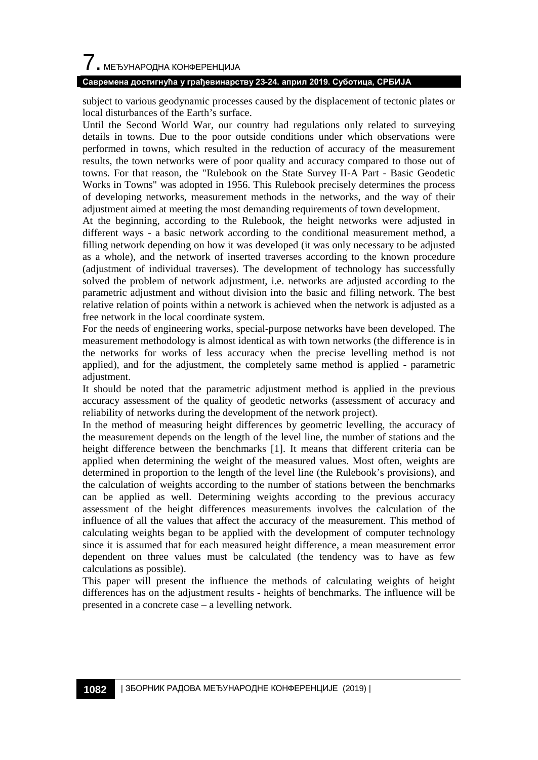subject to various geodynamic processes caused by the displacement of tectonic plates or local disturbances of the Earth's surface.

Until the Second World War, our country had regulations only related to surveying details in towns. Due to the poor outside conditions under which observations were performed in towns, which resulted in the reduction of accuracy of the measurement results, the town networks were of poor quality and accuracy compared to those out of towns. For that reason, the "Rulebook on the State Survey II-A Part - Basic Geodetic Works in Towns" was adopted in 1956. This Rulebook precisely determines the process of developing networks, measurement methods in the networks, and the way of their adjustment aimed at meeting the most demanding requirements of town development.

At the beginning, according to the Rulebook, the height networks were adjusted in different ways - a basic network according to the conditional measurement method, a filling network depending on how it was developed (it was only necessary to be adjusted as a whole), and the network of inserted traverses according to the known procedure (adjustment of individual traverses). The development of technology has successfully solved the problem of network adjustment, i.e. networks are adjusted according to the parametric adjustment and without division into the basic and filling network. The best relative relation of points within a network is achieved when the network is adjusted as a free network in the local coordinate system.

For the needs of engineering works, special-purpose networks have been developed. The measurement methodology is almost identical as with town networks (the difference is in the networks for works of less accuracy when the precise levelling method is not applied), and for the adjustment, the completely same method is applied - parametric adjustment.

It should be noted that the parametric adjustment method is applied in the previous accuracy assessment of the quality of geodetic networks (assessment of accuracy and reliability of networks during the development of the network project).

In the method of measuring height differences by geometric levelling, the accuracy of the measurement depends on the length of the level line, the number of stations and the height difference between the benchmarks [1]. It means that different criteria can be applied when determining the weight of the measured values. Most often, weights are determined in proportion to the length of the level line (the Rulebook's provisions), and the calculation of weights according to the number of stations between the benchmarks can be applied as well. Determining weights according to the previous accuracy assessment of the height differences measurements involves the calculation of the influence of all the values that affect the accuracy of the measurement. This method of calculating weights began to be applied with the development of computer technology since it is assumed that for each measured height difference, a mean measurement error dependent on three values must be calculated (the tendency was to have as few calculations as possible).

This paper will present the influence the methods of calculating weights of height differences has on the adjustment results - heights of benchmarks. The influence will be presented in a concrete case – a levelling network.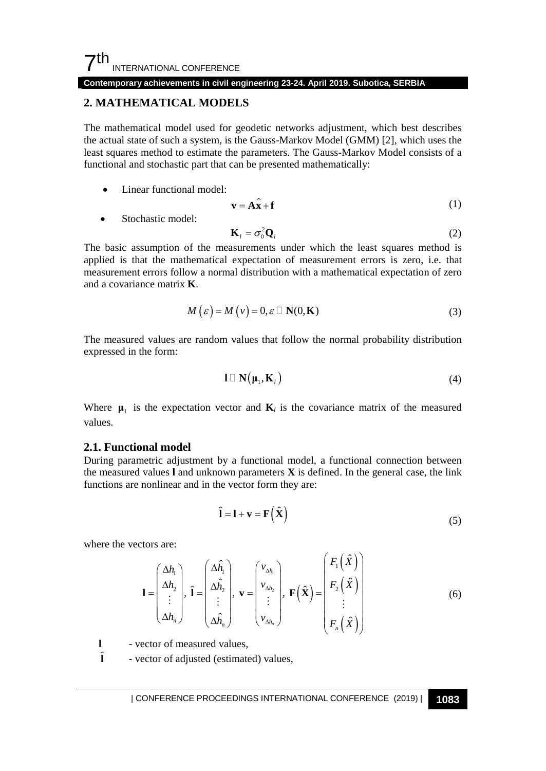## 2. MATHEMATICAL MODELS

The mathematical model used for geodetic networks adjustment, which best describes the actual state of such a system, is the Gauss-Markov Model (GMM) [2], which uses the least squares method to estimate the parameters. The Gauss-Markov Model consists of a functional and stochastic part that can be presented mathematically:

- Linear functional model:

$$\mathbf{v} = \mathbf{A}\hat{\mathbf{x}} + \mathbf{f} \tag{1}$$

- Stochastic model:

$$\mathbf{K}_l = \sigma_0^2 \mathbf{Q}_l \tag{2}$$

The basic assumption of the measurements under which the least squares method is applied is that the mathematical expectation of measurement errors is zero, i.e. that measurement errors follow a normal distribution with a mathematical expectation of zero and a covariance matrix **K**.

$$M(\varepsilon) = M(v) = 0, \varepsilon \sim \mathbf{N}(0, \mathbf{K}) \tag{3}$$

The measured values are random values that follow the normal probability distribution expressed in the form:

$$\mathbf{l} \sim \mathbf{N}(\boldsymbol{\mu}_1, \mathbf{K}_l) \tag{4}$$

Where $\boldsymbol{\mu}_1$ is the expectation vector and $\mathbf{K}_l$ is the covariance matrix of the measured values.

### 2.1. Functional model

During parametric adjustment by a functional model, a functional connection between the measured values **l** and unknown parameters **X** is defined. In the general case, the link functions are nonlinear and in the vector form they are:

$$\hat{\mathbf{l}} = \mathbf{l} + \mathbf{v} = \mathbf{F}(\hat{\mathbf{X}}) \tag{5}$$

where the vectors are:

$$\mathbf{l} = \begin{pmatrix} \Delta h_1 \\ \Delta h_2 \\ \vdots \\ \Delta h_n \end{pmatrix}, \ \hat{\mathbf{l}} = \begin{pmatrix} \Delta \hat{h}_1 \\ \Delta \hat{h}_2 \\ \vdots \\ \Delta \hat{h}_n \end{pmatrix}, \ \mathbf{v} = \begin{pmatrix} v_{\Delta h_1} \\ v_{\Delta h_2} \\ \vdots \\ v_{\Delta h_n} \end{pmatrix}, \ \mathbf{F}(\hat{\mathbf{X}}) = \begin{pmatrix} F_1(\hat{X}) \\ F_2(\hat{X}) \\ \vdots \\ F_n(\hat{X}) \end{pmatrix} \tag{6}$$

$\mathbf{l}$ - vector of measured values,

$\hat{\mathbf{l}}$ - vector of adjusted (estimated) values,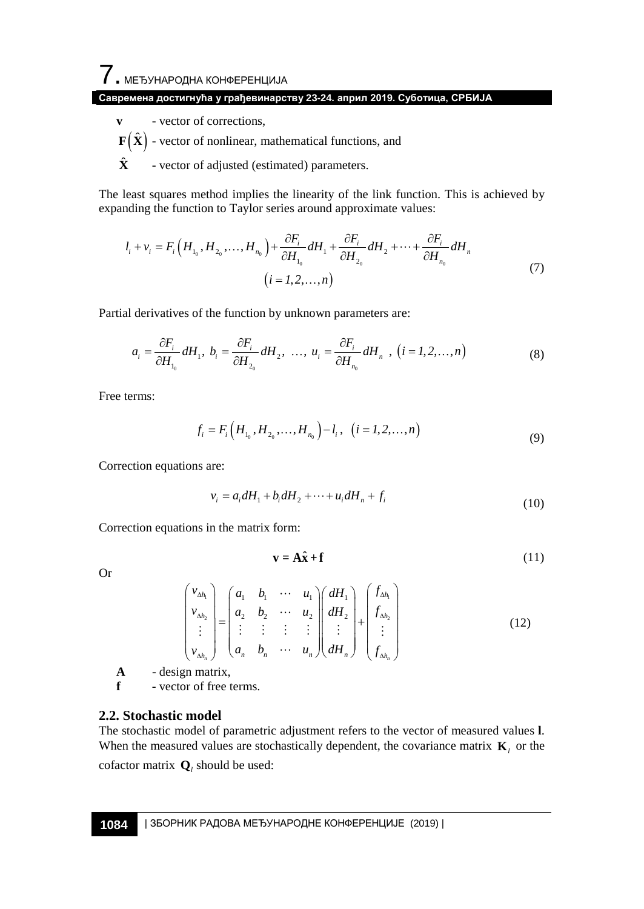**v** - vector of corrections,

$\mathbf{F}\left(\hat{\mathbf{X}}\right)$ - vector of nonlinear, mathematical functions, and

$\hat{\mathbf{X}}$ - vector of adjusted (estimated) parameters.

The least squares method implies the linearity of the link function. This is achieved by expanding the function to Taylor series around approximate values:

$$l_i + v_i = F_i\left(H_{1_0}, H_{2_0}, \ldots, H_{n_0}\right) + \frac{\partial F_i}{\partial H_{1_0}} dH_1 + \frac{\partial F_i}{\partial H_{2_0}} dH_2 + \cdots + \frac{\partial F_i}{\partial H_{n_0}} dH_n$$
$$\left(i = 1, 2, \ldots, n\right) \tag{7}$$

Partial derivatives of the function by unknown parameters are:

$$a_i = \frac{\partial F_i}{\partial H_{1_0}} dH_1,\ b_i = \frac{\partial F_i}{\partial H_{2_0}} dH_2,\ \ldots,\ u_i = \frac{\partial F_i}{\partial H_{n_0}} dH_n\ ,\ \left(i = 1, 2, \ldots, n\right) \tag{8}$$

Free terms:

$$f_i = F_i\left(H_{1_0}, H_{2_0}, \ldots, H_{n_0}\right) - l_i\ ,\ \ \left(i = 1, 2, \ldots, n\right) \tag{9}$$

Correction equations are:

$$v_i = a_i dH_1 + b_i dH_2 + \cdots + u_i dH_n + f_i \tag{10}$$

Correction equations in the matrix form:

$$\mathbf{v} = \mathbf{A}\hat{\mathbf{x}} + \mathbf{f} \tag{11}$$

Or

$$\begin{pmatrix} v_{\Delta h_1} \\ v_{\Delta h_2} \\ \vdots \\ v_{\Delta h_n} \end{pmatrix} = \begin{pmatrix} a_1 & b_1 & \cdots & u_1 \\ a_2 & b_2 & \cdots & u_2 \\ \vdots & \vdots & \vdots & \vdots \\ a_n & b_n & \cdots & u_n \end{pmatrix} \begin{pmatrix} dH_1 \\ dH_2 \\ \vdots \\ dH_n \end{pmatrix} + \begin{pmatrix} f_{\Delta h_1} \\ f_{\Delta h_2} \\ \vdots \\ f_{\Delta h_n} \end{pmatrix} \tag{12}$$

**A** - design matrix,

**f** - vector of free terms.

### 2.2. Stochastic model

The stochastic model of parametric adjustment refers to the vector of measured values **l**. When the measured values are stochastically dependent, the covariance matrix $\mathbf{K}_l$ or the cofactor matrix $\mathbf{Q}_l$ should be used: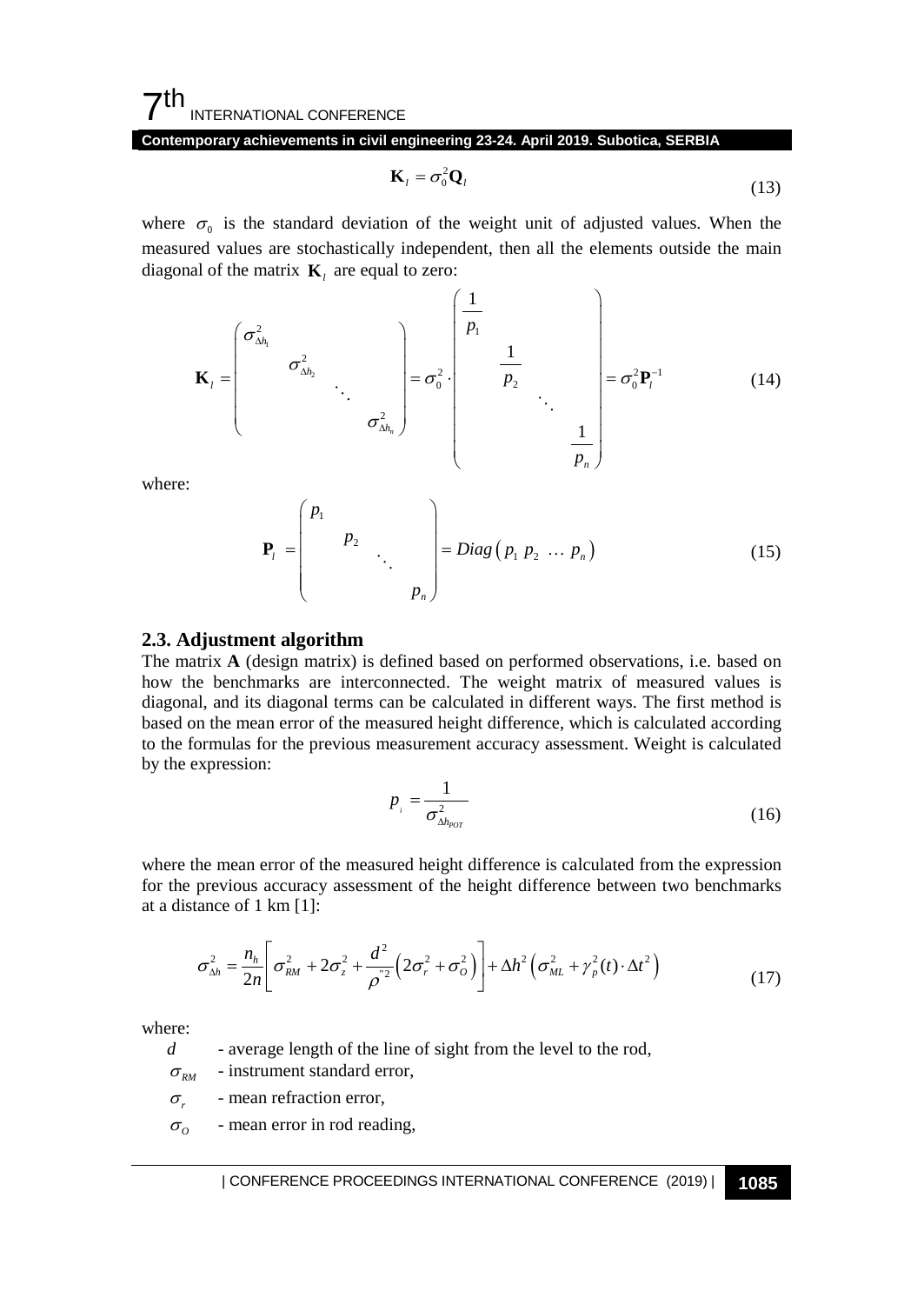$$\mathbf{K}_l = \sigma_0^2 \mathbf{Q}_l \tag{13}$$

where $\sigma_0$ is the standard deviation of the weight unit of adjusted values. When the measured values are stochastically independent, then all the elements outside the main diagonal of the matrix $\mathbf{K}_l$ are equal to zero:

$$\mathbf{K}_l = \begin{pmatrix} \sigma_{\Delta h_1}^2 & & & \\ & \sigma_{\Delta h_2}^2 & & \\ & & \ddots & \\ & & & \sigma_{\Delta h_n}^2 \end{pmatrix} = \sigma_0^2 \cdot \begin{pmatrix} \frac{1}{p_1} & & & \\ & \frac{1}{p_2} & & \\ & & \ddots & \\ & & & \frac{1}{p_n} \end{pmatrix} = \sigma_0^2 \mathbf{P}_l^{-1} \tag{14}$$

where:

$$\mathbf{P}_l = \begin{pmatrix} p_1 & & & \\ & p_2 & & \\ & & \ddots & \\ & & & p_n \end{pmatrix} = Diag\left(p_1 \; p_2 \; \dots \; p_n\right) \tag{15}$$

## 2.3. Adjustment algorithm

The matrix **A** (design matrix) is defined based on performed observations, i.e. based on how the benchmarks are interconnected. The weight matrix of measured values is diagonal, and its diagonal terms can be calculated in different ways. The first method is based on the mean error of the measured height difference, which is calculated according to the formulas for the previous measurement accuracy assessment. Weight is calculated by the expression:

$$p_i = \frac{1}{\sigma_{\Delta h_{POT}}^2} \tag{16}$$

where the mean error of the measured height difference is calculated from the expression for the previous accuracy assessment of the height difference between two benchmarks at a distance of 1 km [1]:

$$\sigma_{\Delta h}^2 = \frac{n_h}{2n}\left[\sigma_{RM}^2 + 2\sigma_z^2 + \frac{d^2}{\rho''^2}\left(2\sigma_r^2 + \sigma_O^2\right)\right] + \Delta h^2\left(\sigma_{ML}^2 + \gamma_p^2(t) \cdot \Delta t^2\right) \tag{17}$$

where:

- $d$ - average length of the line of sight from the level to the rod,
- $\sigma_{RM}$ - instrument standard error,
- $\sigma_r$ - mean refraction error,
- $\sigma_O$ - mean error in rod reading,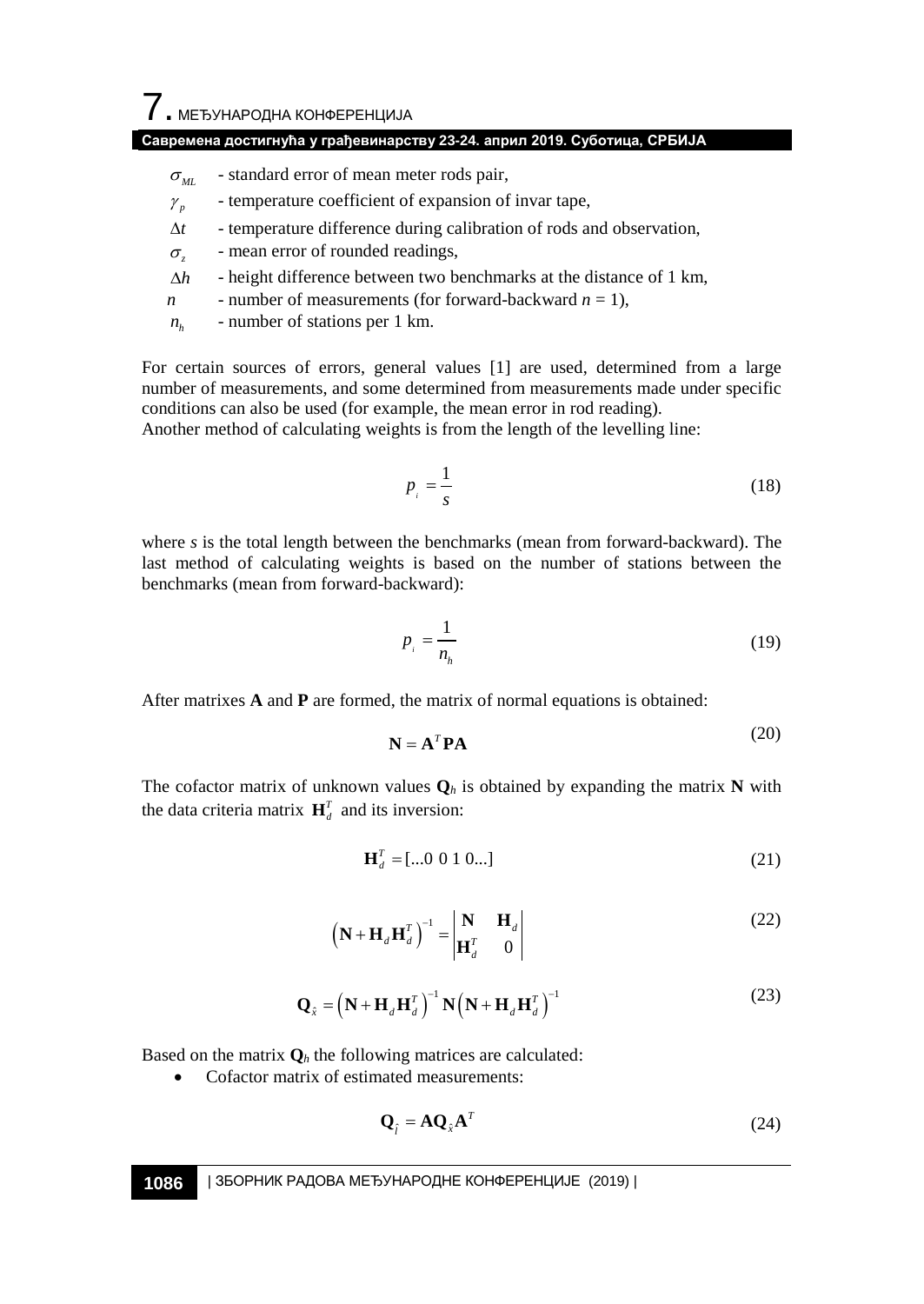$\sigma_{ML}$ - standard error of mean meter rods pair,
$\gamma_p$ - temperature coefficient of expansion of invar tape,
$\Delta t$ - temperature difference during calibration of rods and observation,
$\sigma_z$ - mean error of rounded readings,
$\Delta h$ - height difference between two benchmarks at the distance of 1 km,
$n$ - number of measurements (for forward-backward $n$ = 1),
$n_h$ - number of stations per 1 km.

For certain sources of errors, general values [1] are used, determined from a large number of measurements, and some determined from measurements made under specific conditions can also be used (for example, the mean error in rod reading).
Another method of calculating weights is from the length of the levelling line:

$$p_i = \frac{1}{s} \tag{18}$$

where *s* is the total length between the benchmarks (mean from forward-backward). The last method of calculating weights is based on the number of stations between the benchmarks (mean from forward-backward):

$$p_i = \frac{1}{n_h} \tag{19}$$

After matrixes **A** and **P** are formed, the matrix of normal equations is obtained:

$$\mathbf{N} = \mathbf{A}^T \mathbf{P} \mathbf{A} \tag{20}$$

The cofactor matrix of unknown values $\mathbf{Q}_h$ is obtained by expanding the matrix **N** with the data criteria matrix $\mathbf{H}_d^T$ and its inversion:

$$\mathbf{H}_d^T = [...0 \; 0 \; 1 \; 0...] \tag{21}$$

$$\left(\mathbf{N} + \mathbf{H}_d \mathbf{H}_d^T\right)^{-1} = \begin{vmatrix} \mathbf{N} & \mathbf{H}_d \\ \mathbf{H}_d^T & 0 \end{vmatrix} \tag{22}$$

$$\mathbf{Q}_{\hat{x}} = \left(\mathbf{N} + \mathbf{H}_d \mathbf{H}_d^T\right)^{-1} \mathbf{N} \left(\mathbf{N} + \mathbf{H}_d \mathbf{H}_d^T\right)^{-1} \tag{23}$$

Based on the matrix $\mathbf{Q}_h$ the following matrices are calculated:

- Cofactor matrix of estimated measurements:

$$\mathbf{Q}_{\hat{l}} = \mathbf{A} \mathbf{Q}_{\hat{x}} \mathbf{A}^T \tag{24}$$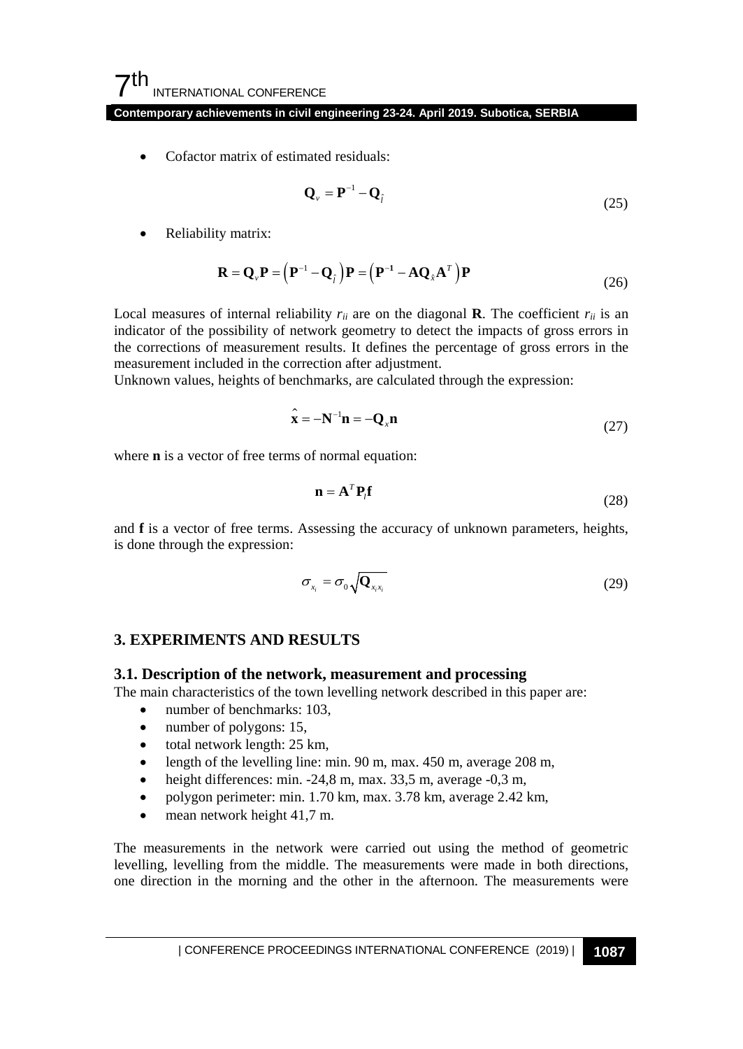- Cofactor matrix of estimated residuals:

$$\mathbf{Q}_v = \mathbf{P}^{-1} - \mathbf{Q}_{\hat{l}} \tag{25}$$

- Reliability matrix:

$$\mathbf{R} = \mathbf{Q}_v \mathbf{P} = \left(\mathbf{P}^{-1} - \mathbf{Q}_{\hat{l}}\right)\mathbf{P} = \left(\mathbf{P}^{-1} - \mathbf{A}\mathbf{Q}_{\hat{x}}\mathbf{A}^T\right)\mathbf{P} \tag{26}$$

Local measures of internal reliability $r_{ii}$ are on the diagonal **R**. The coefficient $r_{ii}$ is an indicator of the possibility of network geometry to detect the impacts of gross errors in the corrections of measurement results. It defines the percentage of gross errors in the measurement included in the correction after adjustment.
Unknown values, heights of benchmarks, are calculated through the expression:

$$\hat{\mathbf{x}} = -\mathbf{N}^{-1}\mathbf{n} = -\mathbf{Q}_x \mathbf{n} \tag{27}$$

where **n** is a vector of free terms of normal equation:

$$\mathbf{n} = \mathbf{A}^T \mathbf{P}_l \mathbf{f} \tag{28}$$

and **f** is a vector of free terms. Assessing the accuracy of unknown parameters, heights, is done through the expression:

$$\sigma_{x_i} = \sigma_0 \sqrt{\mathbf{Q}_{x_i x_i}} \tag{29}$$

## 3. EXPERIMENTS AND RESULTS

### 3.1. Description of the network, measurement and processing

The main characteristics of the town levelling network described in this paper are:

- number of benchmarks: 103,
- number of polygons: 15,
- total network length: 25 km,
- length of the levelling line: min. 90 m, max. 450 m, average 208 m,
- height differences: min. -24,8 m, max. 33,5 m, average -0,3 m,
- polygon perimeter: min. 1.70 km, max. 3.78 km, average 2.42 km,
- mean network height 41,7 m.

The measurements in the network were carried out using the method of geometric levelling, levelling from the middle. The measurements were made in both directions, one direction in the morning and the other in the afternoon. The measurements were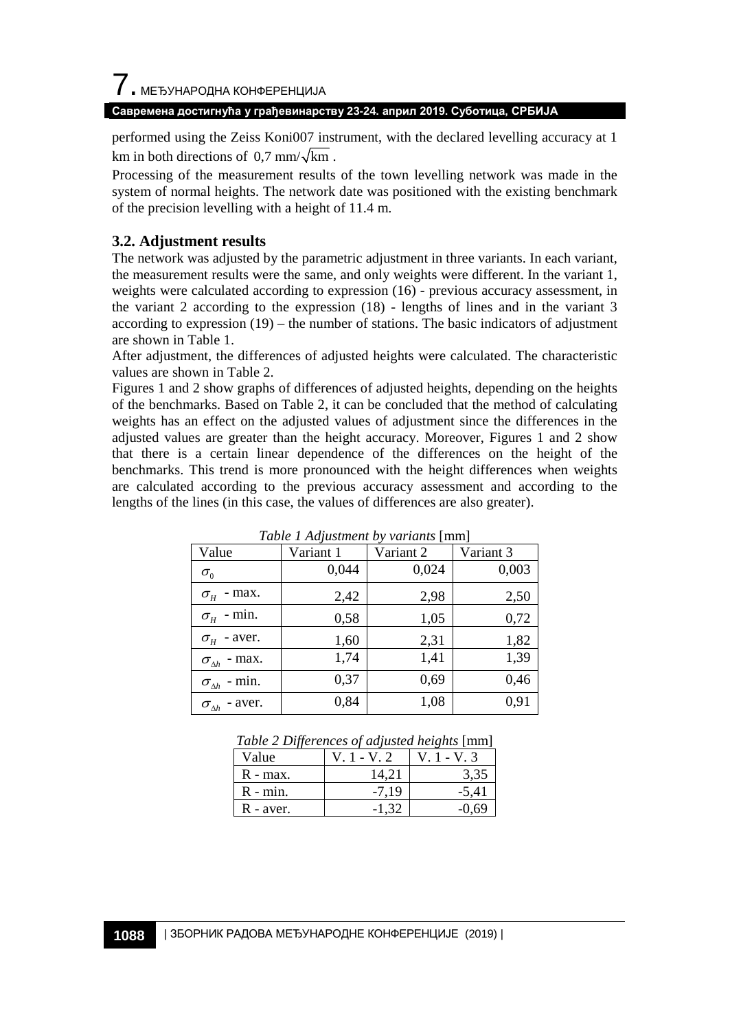performed using the Zeiss Koni007 instrument, with the declared levelling accuracy at 1 km in both directions of $0{,}7\ \text{mm}/\sqrt{\text{km}}$.

Processing of the measurement results of the town levelling network was made in the system of normal heights. The network date was positioned with the existing benchmark of the precision levelling with a height of 11.4 m.

### 3.2. Adjustment results

The network was adjusted by the parametric adjustment in three variants. In each variant, the measurement results were the same, and only weights were different. In the variant 1, weights were calculated according to expression (16) - previous accuracy assessment, in the variant 2 according to the expression (18) - lengths of lines and in the variant 3 according to expression (19) – the number of stations. The basic indicators of adjustment are shown in Table 1.

After adjustment, the differences of adjusted heights were calculated. The characteristic values are shown in Table 2.

Figures 1 and 2 show graphs of differences of adjusted heights, depending on the heights of the benchmarks. Based on Table 2, it can be concluded that the method of calculating weights has an effect on the adjusted values of adjustment since the differences in the adjusted values are greater than the height accuracy. Moreover, Figures 1 and 2 show that there is a certain linear dependence of the differences on the height of the benchmarks. This trend is more pronounced with the height differences when weights are calculated according to the previous accuracy assessment and according to the lengths of the lines (in this case, the values of differences are also greater).

*Table 1 Adjustment by variants* [mm]

| Value | Variant 1 | Variant 2 | Variant 3 |
|---|---|---|---|
| $\sigma_0$ | 0,044 | 0,024 | 0,003 |
| $\sigma_H$ - max. | 2,42 | 2,98 | 2,50 |
| $\sigma_H$ - min. | 0,58 | 1,05 | 0,72 |
| $\sigma_H$ - aver. | 1,60 | 2,31 | 1,82 |
| $\sigma_{\Delta h}$ - max. | 1,74 | 1,41 | 1,39 |
| $\sigma_{\Delta h}$ - min. | 0,37 | 0,69 | 0,46 |
| $\sigma_{\Delta h}$ - aver. | 0,84 | 1,08 | 0,91 |

*Table 2 Differences of adjusted heights* [mm]

| Value | V. 1 - V. 2 | V. 1 - V. 3 |
|---|---|---|
| R - max. | 14,21 | 3,35 |
| R - min. | -7,19 | -5,41 |
| R - aver. | -1,32 | -0,69 |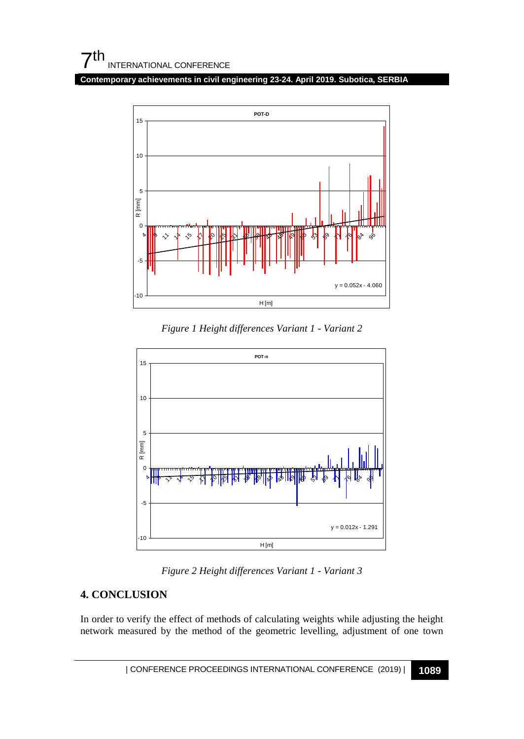POT-D

15

10

5

0

-5

-10

R [mm]

4 9 11 14 15 17 20 25 31 36 39 43 48 49 50 53 59 71 76 84 96

y = 0.052x - 4.060

H [m]

*Figure 1 Height differences Variant 1 - Variant 2*

POT-n

15

10

5

0

-5

-10

R [mm]

4 9 11 14 15 17 20 25 31 36 39 43 48 49 50 53 59 71 76 84 96

y = 0.012x - 1.291

H [m]

*Figure 2 Height differences Variant 1 - Variant 3*

## 4. CONCLUSION

In order to verify the effect of methods of calculating weights while adjusting the height network measured by the method of the geometric levelling, adjustment of one town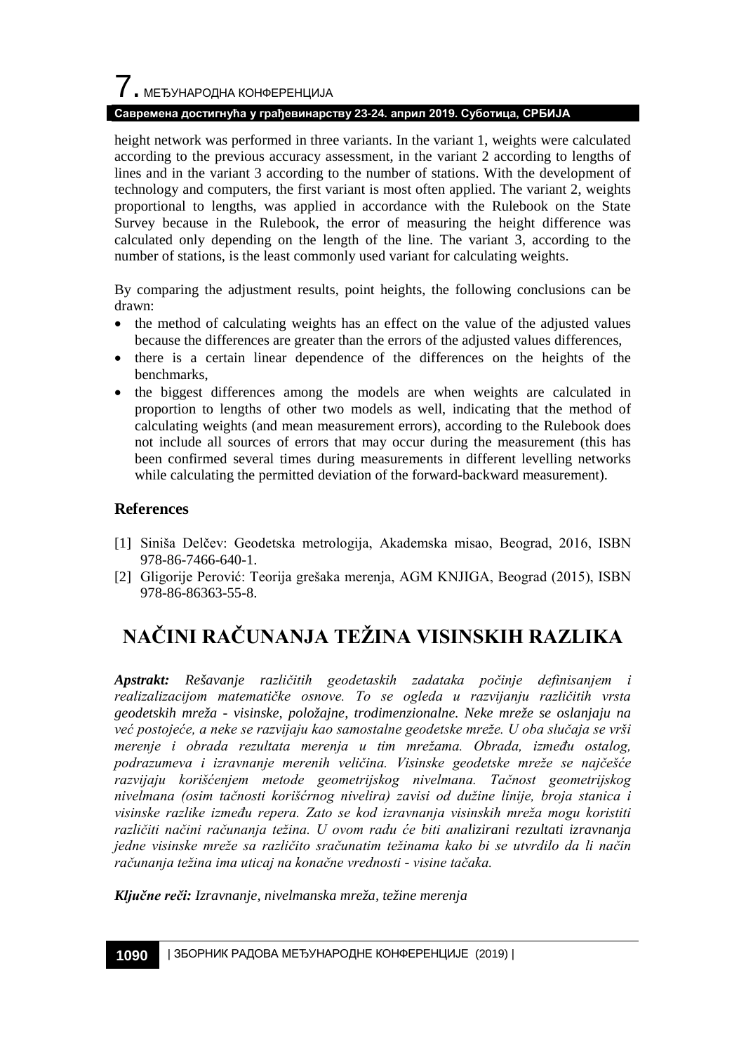height network was performed in three variants. In the variant 1, weights were calculated according to the previous accuracy assessment, in the variant 2 according to lengths of lines and in the variant 3 according to the number of stations. With the development of technology and computers, the first variant is most often applied. The variant 2, weights proportional to lengths, was applied in accordance with the Rulebook on the State Survey because in the Rulebook, the error of measuring the height difference was calculated only depending on the length of the line. The variant 3, according to the number of stations, is the least commonly used variant for calculating weights.

By comparing the adjustment results, point heights, the following conclusions can be drawn:

- the method of calculating weights has an effect on the value of the adjusted values because the differences are greater than the errors of the adjusted values differences,
- there is a certain linear dependence of the differences on the heights of the benchmarks,
- the biggest differences among the models are when weights are calculated in proportion to lengths of other two models as well, indicating that the method of calculating weights (and mean measurement errors), according to the Rulebook does not include all sources of errors that may occur during the measurement (this has been confirmed several times during measurements in different levelling networks while calculating the permitted deviation of the forward-backward measurement).

### References

[1] Siniša Delčev: Geodetska metrologija, Akademska misao, Beograd, 2016, ISBN 978-86-7466-640-1.

[2] Gligorije Perović: Teorija grešaka merenja, AGM KNJIGA, Beograd (2015), ISBN 978-86-86363-55-8.

## NAČINI RAČUNANJA TEŽINA VISINSKIH RAZLIKA

***Apstrakt:*** *Rešavanje različitih geodetaskih zadataka počinje definisanjem i realizalizacijom matematičke osnove. To se ogleda u razvijanju različitih vrsta geodetskih mreža - visinske, položajne, trodimenzionalne. Neke mreže se oslanjaju na već postojeće, a neke se razvijaju kao samostalne geodetske mreže. U oba slučaja se vrši merenje i obrada rezultata merenja u tim mrežama. Obrada, između ostalog, podrazumeva i izravnanje merenih veličina. Visinske geodetske mreže se najčešće razvijaju korišćenjem metode geometrijskog nivelmana. Tačnost geometrijskog nivelmana (osim tačnosti korišćrnog nivelira) zavisi od dužine linije, broja stanica i visinske razlike između repera. Zato se kod izravnanja visinskih mreža mogu koristiti različiti načini računanja težina. U ovom radu će biti analizirani rezultati izravnanja jedne visinske mreže sa različito sračunatim težinama kako bi se utvrdilo da li način računanja težina ima uticaj na konačne vrednosti - visine tačaka.*

***Ključne reči:*** *Izravnanje, nivelmanska mreža, težine merenja*